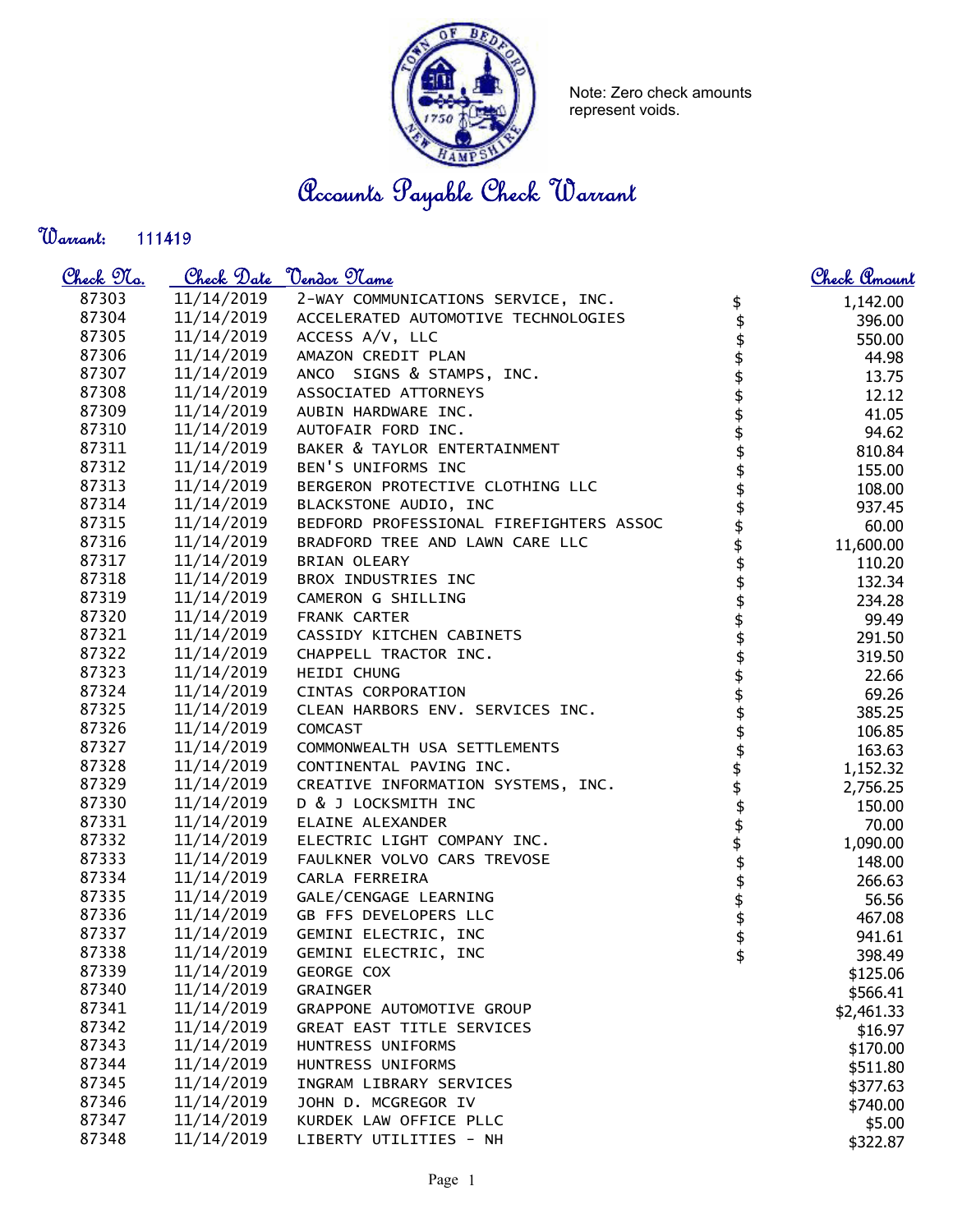Note: Zero check amounts represent voids.

# Accounts Payable Check Warrant

**Warrant:** 111419

| Check No. | Check Date | Vendor Name | Check Amount |
|---|---|---|---|
| 87303 | 11/14/2019 | 2-WAY COMMUNICATIONS SERVICE, INC. | $ 1,142.00 |
| 87304 | 11/14/2019 | ACCELERATED AUTOMOTIVE TECHNOLOGIES | $ 396.00 |
| 87305 | 11/14/2019 | ACCESS A/V, LLC | $ 550.00 |
| 87306 | 11/14/2019 | AMAZON CREDIT PLAN | $ 44.98 |
| 87307 | 11/14/2019 | ANCO SIGNS & STAMPS, INC. | $ 13.75 |
| 87308 | 11/14/2019 | ASSOCIATED ATTORNEYS | $ 12.12 |
| 87309 | 11/14/2019 | AUBIN HARDWARE INC. | $ 41.05 |
| 87310 | 11/14/2019 | AUTOFAIR FORD INC. | $ 94.62 |
| 87311 | 11/14/2019 | BAKER & TAYLOR ENTERTAINMENT | $ 810.84 |
| 87312 | 11/14/2019 | BEN'S UNIFORMS INC | $ 155.00 |
| 87313 | 11/14/2019 | BERGERON PROTECTIVE CLOTHING LLC | $ 108.00 |
| 87314 | 11/14/2019 | BLACKSTONE AUDIO, INC | $ 937.45 |
| 87315 | 11/14/2019 | BEDFORD PROFESSIONAL FIREFIGHTERS ASSOC | $ 60.00 |
| 87316 | 11/14/2019 | BRADFORD TREE AND LAWN CARE LLC | $ 11,600.00 |
| 87317 | 11/14/2019 | BRIAN OLEARY | $ 110.20 |
| 87318 | 11/14/2019 | BROX INDUSTRIES INC | $ 132.34 |
| 87319 | 11/14/2019 | CAMERON G SHILLING | $ 234.28 |
| 87320 | 11/14/2019 | FRANK CARTER | $ 99.49 |
| 87321 | 11/14/2019 | CASSIDY KITCHEN CABINETS | $ 291.50 |
| 87322 | 11/14/2019 | CHAPPELL TRACTOR INC. | $ 319.50 |
| 87323 | 11/14/2019 | HEIDI CHUNG | $ 22.66 |
| 87324 | 11/14/2019 | CINTAS CORPORATION | $ 69.26 |
| 87325 | 11/14/2019 | CLEAN HARBORS ENV. SERVICES INC. | $ 385.25 |
| 87326 | 11/14/2019 | COMCAST | $ 106.85 |
| 87327 | 11/14/2019 | COMMONWEALTH USA SETTLEMENTS | $ 163.63 |
| 87328 | 11/14/2019 | CONTINENTAL PAVING INC. | $ 1,152.32 |
| 87329 | 11/14/2019 | CREATIVE INFORMATION SYSTEMS, INC. | $ 2,756.25 |
| 87330 | 11/14/2019 | D & J LOCKSMITH INC | $ 150.00 |
| 87331 | 11/14/2019 | ELAINE ALEXANDER | $ 70.00 |
| 87332 | 11/14/2019 | ELECTRIC LIGHT COMPANY INC. | $ 1,090.00 |
| 87333 | 11/14/2019 | FAULKNER VOLVO CARS TREVOSE | $ 148.00 |
| 87334 | 11/14/2019 | CARLA FERREIRA | $ 266.63 |
| 87335 | 11/14/2019 | GALE/CENGAGE LEARNING | $ 56.56 |
| 87336 | 11/14/2019 | GB FFS DEVELOPERS LLC | $ 467.08 |
| 87337 | 11/14/2019 | GEMINI ELECTRIC, INC | $ 941.61 |
| 87338 | 11/14/2019 | GEMINI ELECTRIC, INC | $ 398.49 |
| 87339 | 11/14/2019 | GEORGE COX | $125.06 |
| 87340 | 11/14/2019 | GRAINGER | $566.41 |
| 87341 | 11/14/2019 | GRAPPONE AUTOMOTIVE GROUP | $2,461.33 |
| 87342 | 11/14/2019 | GREAT EAST TITLE SERVICES | $16.97 |
| 87343 | 11/14/2019 | HUNTRESS UNIFORMS | $170.00 |
| 87344 | 11/14/2019 | HUNTRESS UNIFORMS | $511.80 |
| 87345 | 11/14/2019 | INGRAM LIBRARY SERVICES | $377.63 |
| 87346 | 11/14/2019 | JOHN D. MCGREGOR IV | $740.00 |
| 87347 | 11/14/2019 | KURDEK LAW OFFICE PLLC | $5.00 |
| 87348 | 11/14/2019 | LIBERTY UTILITIES - NH | $322.87 |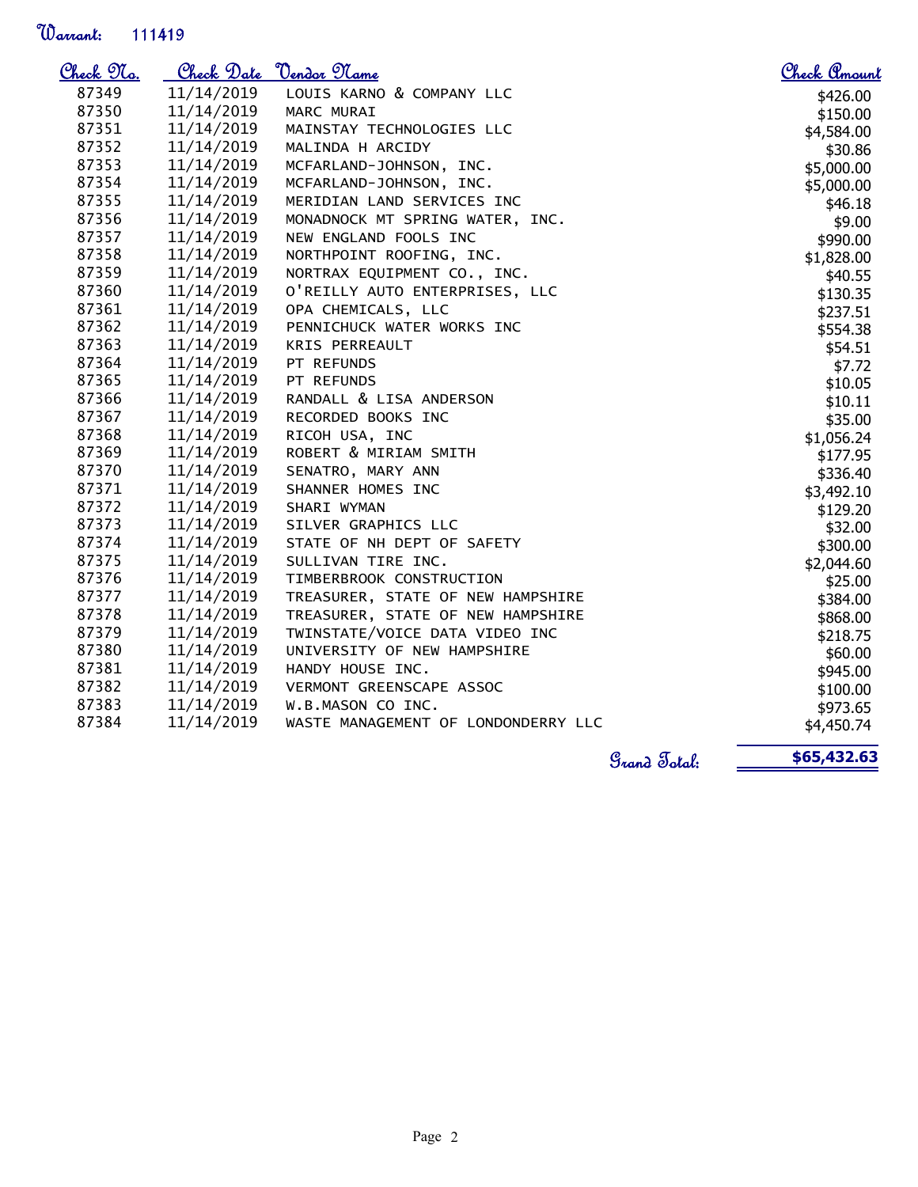Warrant: 111419

| Check No. | Check Date | Vendor Name | Check Amount |
|---|---|---|---|
| 87349 | 11/14/2019 | LOUIS KARNO & COMPANY LLC | $426.00 |
| 87350 | 11/14/2019 | MARC MURAI | $150.00 |
| 87351 | 11/14/2019 | MAINSTAY TECHNOLOGIES LLC | $4,584.00 |
| 87352 | 11/14/2019 | MALINDA H ARCIDY | $30.86 |
| 87353 | 11/14/2019 | MCFARLAND-JOHNSON, INC. | $5,000.00 |
| 87354 | 11/14/2019 | MCFARLAND-JOHNSON, INC. | $5,000.00 |
| 87355 | 11/14/2019 | MERIDIAN LAND SERVICES INC | $46.18 |
| 87356 | 11/14/2019 | MONADNOCK MT SPRING WATER, INC. | $9.00 |
| 87357 | 11/14/2019 | NEW ENGLAND FOOLS INC | $990.00 |
| 87358 | 11/14/2019 | NORTHPOINT ROOFING, INC. | $1,828.00 |
| 87359 | 11/14/2019 | NORTRAX EQUIPMENT CO., INC. | $40.55 |
| 87360 | 11/14/2019 | O'REILLY AUTO ENTERPRISES, LLC | $130.35 |
| 87361 | 11/14/2019 | OPA CHEMICALS, LLC | $237.51 |
| 87362 | 11/14/2019 | PENNICHUCK WATER WORKS INC | $554.38 |
| 87363 | 11/14/2019 | KRIS PERREAULT | $54.51 |
| 87364 | 11/14/2019 | PT REFUNDS | $7.72 |
| 87365 | 11/14/2019 | PT REFUNDS | $10.05 |
| 87366 | 11/14/2019 | RANDALL & LISA ANDERSON | $10.11 |
| 87367 | 11/14/2019 | RECORDED BOOKS INC | $35.00 |
| 87368 | 11/14/2019 | RICOH USA, INC | $1,056.24 |
| 87369 | 11/14/2019 | ROBERT & MIRIAM SMITH | $177.95 |
| 87370 | 11/14/2019 | SENATRO, MARY ANN | $336.40 |
| 87371 | 11/14/2019 | SHANNER HOMES INC | $3,492.10 |
| 87372 | 11/14/2019 | SHARI WYMAN | $129.20 |
| 87373 | 11/14/2019 | SILVER GRAPHICS LLC | $32.00 |
| 87374 | 11/14/2019 | STATE OF NH DEPT OF SAFETY | $300.00 |
| 87375 | 11/14/2019 | SULLIVAN TIRE INC. | $2,044.60 |
| 87376 | 11/14/2019 | TIMBERBROOK CONSTRUCTION | $25.00 |
| 87377 | 11/14/2019 | TREASURER, STATE OF NEW HAMPSHIRE | $384.00 |
| 87378 | 11/14/2019 | TREASURER, STATE OF NEW HAMPSHIRE | $868.00 |
| 87379 | 11/14/2019 | TWINSTATE/VOICE DATA VIDEO INC | $218.75 |
| 87380 | 11/14/2019 | UNIVERSITY OF NEW HAMPSHIRE | $60.00 |
| 87381 | 11/14/2019 | HANDY HOUSE INC. | $945.00 |
| 87382 | 11/14/2019 | VERMONT GREENSCAPE ASSOC | $100.00 |
| 87383 | 11/14/2019 | W.B.MASON CO INC. | $973.65 |
| 87384 | 11/14/2019 | WASTE MANAGEMENT OF LONDONDERRY LLC | $4,450.74 |
| | | **Grand Total:** | **$65,432.63** |